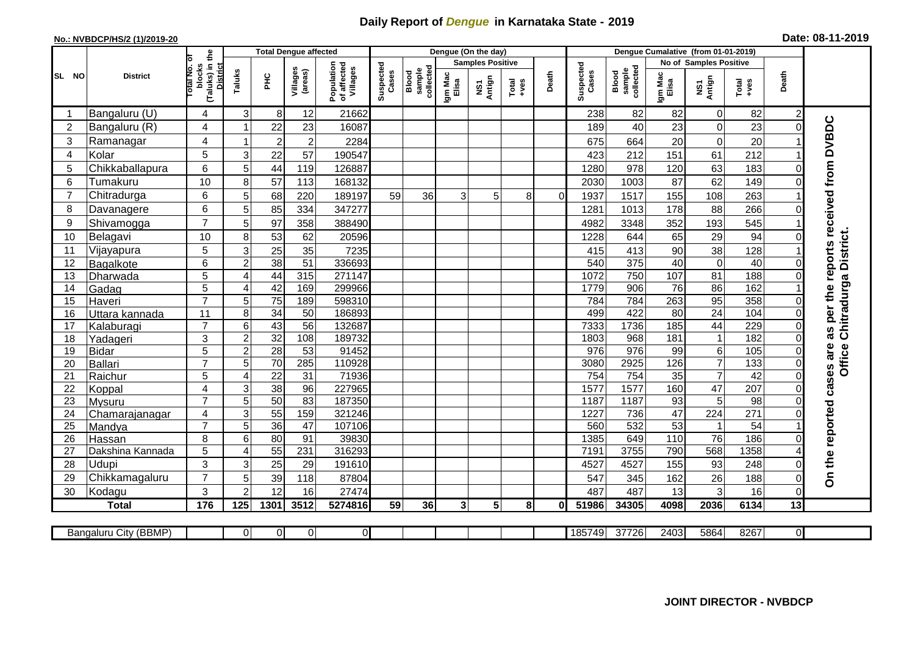# Daily Report of *Dengue* in Karnataka State - 2019

**No.: NVBDCP/HS/2 (1)/2019-20**

**Date: 08-11-2019**

| SL NO | District | Total No. of blocks (Taluks) in the District | Total Dengue affected | | | | Dengue (On the day) | | | | | | | Dengue Cumalative (from 01-01-2019) | | | | | | | |
|---|---|---|---|---|---|---|---|---|---|---|---|---|---|---|---|---|---|---|---|---|
| | | | Taluks | PHC | Villages (areas) | Population of affected Villages | Suspected Cases | Blood sample collected | Samples Positive | | | Death | Suspected Cases | Blood sample collected | No of Samples Positive | | | Death | |
| | | | | | | | | | Igm Mac Elisa | NS1 Antign | Total +ves | | | | Igm Mac Elisa | NS1 Antign | Total +ves | | |
| 1 | Bangaluru (U) | 4 | 3 | 8 | 12 | 21662 | | | | | | | 238 | 82 | 82 | 0 | 82 | 2 | On the reported cases are as per the reports received from DVBDC Office Chitradurga District. |
| 2 | Bangaluru (R) | 4 | 1 | 22 | 23 | 16087 | | | | | | | 189 | 40 | 23 | 0 | 23 | 0 | |
| 3 | Ramanagar | 4 | 1 | 2 | 2 | 2284 | | | | | | | 675 | 664 | 20 | 0 | 20 | 1 | |
| 4 | Kolar | 5 | 3 | 22 | 57 | 190547 | | | | | | | 423 | 212 | 151 | 61 | 212 | 1 | |
| 5 | Chikkaballapura | 6 | 5 | 44 | 119 | 126887 | | | | | | | 1280 | 978 | 120 | 63 | 183 | 0 | |
| 6 | Tumakuru | 10 | 8 | 57 | 113 | 168132 | | | | | | | 2030 | 1003 | 87 | 62 | 149 | 0 | |
| 7 | Chitradurga | 6 | 5 | 68 | 220 | 189197 | 59 | 36 | 3 | 5 | 8 | 0 | 1937 | 1517 | 155 | 108 | 263 | 1 | |
| 8 | Davanagere | 6 | 5 | 85 | 334 | 347277 | | | | | | | 1281 | 1013 | 178 | 88 | 266 | 0 | |
| 9 | Shivamogga | 7 | 5 | 97 | 358 | 388490 | | | | | | | 4982 | 3348 | 352 | 193 | 545 | 1 | |
| 10 | Belagavi | 10 | 8 | 53 | 62 | 20596 | | | | | | | 1228 | 644 | 65 | 29 | 94 | 0 | |
| 11 | Vijayapura | 5 | 3 | 25 | 35 | 7235 | | | | | | | 415 | 413 | 90 | 38 | 128 | 1 | |
| 12 | Bagalkote | 6 | 2 | 38 | 51 | 336693 | | | | | | | 540 | 375 | 40 | 0 | 40 | 0 | |
| 13 | Dharwada | 5 | 4 | 44 | 315 | 271147 | | | | | | | 1072 | 750 | 107 | 81 | 188 | 0 | |
| 14 | Gadag | 5 | 4 | 42 | 169 | 299966 | | | | | | | 1779 | 906 | 76 | 86 | 162 | 1 | |
| 15 | Haveri | 7 | 5 | 75 | 189 | 598310 | | | | | | | 784 | 784 | 263 | 95 | 358 | 0 | |
| 16 | Uttara kannada | 11 | 8 | 34 | 50 | 186893 | | | | | | | 499 | 422 | 80 | 24 | 104 | 0 | |
| 17 | Kalaburagi | 7 | 6 | 43 | 56 | 132687 | | | | | | | 7333 | 1736 | 185 | 44 | 229 | 0 | |
| 18 | Yadageri | 3 | 2 | 32 | 108 | 189732 | | | | | | | 1803 | 968 | 181 | 1 | 182 | 0 | |
| 19 | Bidar | 5 | 2 | 28 | 53 | 91452 | | | | | | | 976 | 976 | 99 | 6 | 105 | 0 | |
| 20 | Ballari | 7 | 5 | 70 | 285 | 110928 | | | | | | | 3080 | 2925 | 126 | 7 | 133 | 0 | |
| 21 | Raichur | 5 | 4 | 22 | 31 | 71936 | | | | | | | 754 | 754 | 35 | 7 | 42 | 0 | |
| 22 | Koppal | 4 | 3 | 38 | 96 | 227965 | | | | | | | 1577 | 1577 | 160 | 47 | 207 | 0 | |
| 23 | Mysuru | 7 | 5 | 50 | 83 | 187350 | | | | | | | 1187 | 1187 | 93 | 5 | 98 | 0 | |
| 24 | Chamarajanagar | 4 | 3 | 55 | 159 | 321246 | | | | | | | 1227 | 736 | 47 | 224 | 271 | 0 | |
| 25 | Mandya | 7 | 5 | 36 | 47 | 107106 | | | | | | | 560 | 532 | 53 | 1 | 54 | 1 | |
| 26 | Hassan | 8 | 6 | 80 | 91 | 39830 | | | | | | | 1385 | 649 | 110 | 76 | 186 | 0 | |
| 27 | Dakshina Kannada | 5 | 4 | 55 | 231 | 316293 | | | | | | | 7191 | 3755 | 790 | 568 | 1358 | 4 | |
| 28 | Udupi | 3 | 3 | 25 | 29 | 191610 | | | | | | | 4527 | 4527 | 155 | 93 | 248 | 0 | |
| 29 | Chikkamagaluru | 7 | 5 | 39 | 118 | 87804 | | | | | | | 547 | 345 | 162 | 26 | 188 | 0 | |
| 30 | Kodagu | 3 | 2 | 12 | 16 | 27474 | | | | | | | 487 | 487 | 13 | 3 | 16 | 0 | |
| | **Total** | **176** | **125** | **1301** | **3512** | **5274816** | **59** | **36** | **3** | **5** | **8** | **0** | **51986** | **34305** | **4098** | **2036** | **6134** | **13** | |

| Bangaluru City (BBMP) | | 0 | 0 | 0 | 0 | | | | | | | 185749 | 37726 | 2403 | 5864 | 8267 | 0 | |
|---|---|---|---|---|---|---|---|---|---|---|---|---|---|---|---|---|---|---|

**JOINT DIRECTOR - NVBDCP**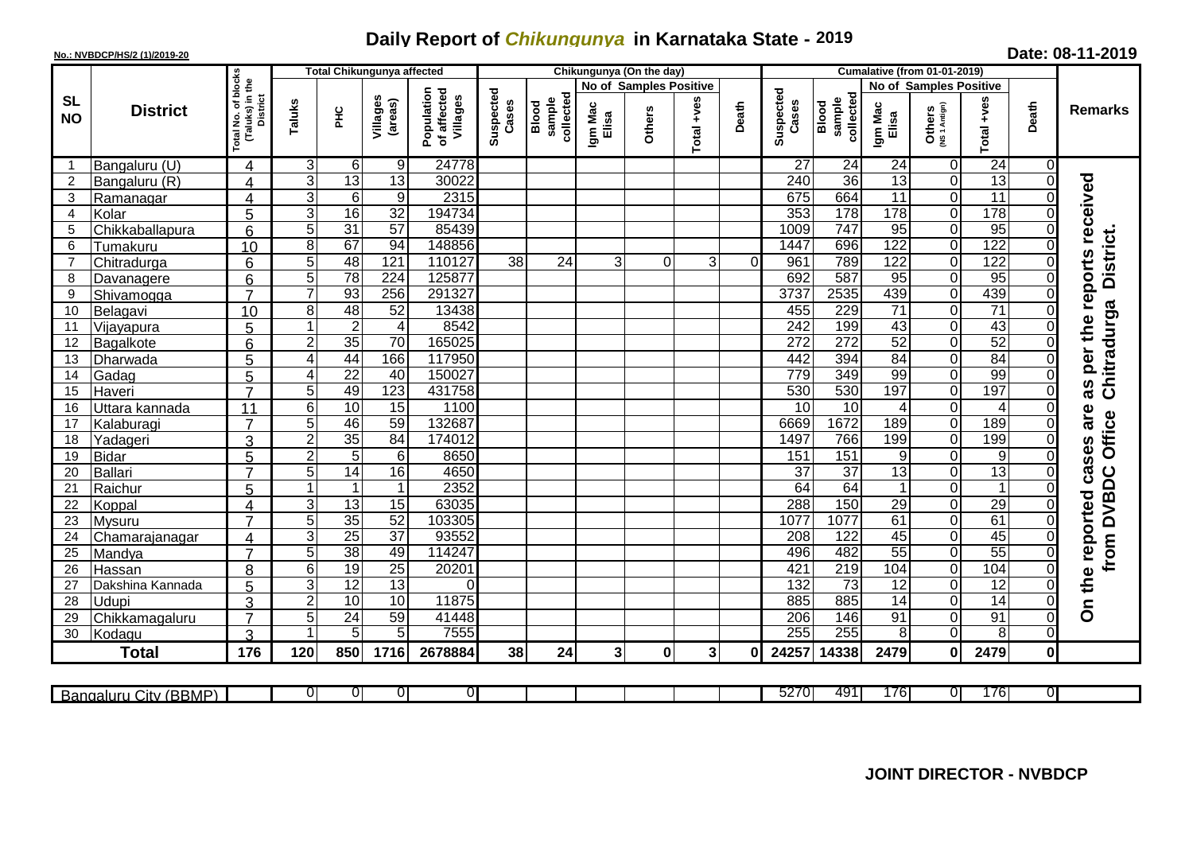# Daily Report of *Chikungunya* in Karnataka State - 2019

**No.: NVBDCP/HS/2 (1)/2019-20**

**Date: 08-11-2019**

| SL NO | District | Total No. of blocks (Taluks) in the District | Total Chikungunya affected | | | | Chikungunya (On the day) | | | | | | | Cumalative (from 01-01-2019) | | | | | | | Remarks |
|---|---|---|---|---|---|---|---|---|---|---|---|---|---|---|---|---|---|---|---|---|---|
| | | | Taluks | PHC | Villages (areas) | Population of affected Villages | Suspected Cases | Blood sample collected | No of Samples Positive | | | Death | Suspected Cases | Blood sample collected | No of Samples Positive | | | Death | |
| | | | | | | | | | Igm Mac Elisa | Others | Total +ves | | | | Igm Mac Elisa | Others (NS 1 Antign) | Total +ves | | |
| 1 | Bangaluru (U) | 4 | 3 | 6 | 9 | 24778 | | | | | | | 27 | 24 | 24 | 0 | 24 | 0 | On the reported cases are as per the reports received from DVBDC Office Chitradurga District. |
| 2 | Bangaluru (R) | 4 | 3 | 13 | 13 | 30022 | | | | | | | 240 | 36 | 13 | 0 | 13 | 0 | |
| 3 | Ramanagar | 4 | 3 | 6 | 9 | 2315 | | | | | | | 675 | 664 | 11 | 0 | 11 | 0 | |
| 4 | Kolar | 5 | 3 | 16 | 32 | 194734 | | | | | | | 353 | 178 | 178 | 0 | 178 | 0 | |
| 5 | Chikkaballapura | 6 | 5 | 31 | 57 | 85439 | | | | | | | 1009 | 747 | 95 | 0 | 95 | 0 | |
| 6 | Tumakuru | 10 | 8 | 67 | 94 | 148856 | | | | | | | 1447 | 696 | 122 | 0 | 122 | 0 | |
| 7 | Chitradurga | 6 | 5 | 48 | 121 | 110127 | 38 | 24 | 3 | 0 | 3 | 0 | 961 | 789 | 122 | 0 | 122 | 0 | |
| 8 | Davanagere | 6 | 5 | 78 | 224 | 125877 | | | | | | | 692 | 587 | 95 | 0 | 95 | 0 | |
| 9 | Shivamogga | 7 | 7 | 93 | 256 | 291327 | | | | | | | 3737 | 2535 | 439 | 0 | 439 | 0 | |
| 10 | Belagavi | 10 | 8 | 48 | 52 | 13438 | | | | | | | 455 | 229 | 71 | 0 | 71 | 0 | |
| 11 | Vijayapura | 5 | 1 | 2 | 4 | 8542 | | | | | | | 242 | 199 | 43 | 0 | 43 | 0 | |
| 12 | Bagalkote | 6 | 2 | 35 | 70 | 165025 | | | | | | | 272 | 272 | 52 | 0 | 52 | 0 | |
| 13 | Dharwada | 5 | 4 | 44 | 166 | 117950 | | | | | | | 442 | 394 | 84 | 0 | 84 | 0 | |
| 14 | Gadag | 5 | 4 | 22 | 40 | 150027 | | | | | | | 779 | 349 | 99 | 0 | 99 | 0 | |
| 15 | Haveri | 7 | 5 | 49 | 123 | 431758 | | | | | | | 530 | 530 | 197 | 0 | 197 | 0 | |
| 16 | Uttara kannada | 11 | 6 | 10 | 15 | 1100 | | | | | | | 10 | 10 | 4 | 0 | 4 | 0 | |
| 17 | Kalaburagi | 7 | 5 | 46 | 59 | 132687 | | | | | | | 6669 | 1672 | 189 | 0 | 189 | 0 | |
| 18 | Yadageri | 3 | 2 | 35 | 84 | 174012 | | | | | | | 1497 | 766 | 199 | 0 | 199 | 0 | |
| 19 | Bidar | 5 | 2 | 5 | 6 | 8650 | | | | | | | 151 | 151 | 9 | 0 | 9 | 0 | |
| 20 | Ballari | 7 | 5 | 14 | 16 | 4650 | | | | | | | 37 | 37 | 13 | 0 | 13 | 0 | |
| 21 | Raichur | 5 | 1 | 1 | 1 | 2352 | | | | | | | 64 | 64 | 1 | 0 | 1 | 0 | |
| 22 | Koppal | 4 | 3 | 13 | 15 | 63035 | | | | | | | 288 | 150 | 29 | 0 | 29 | 0 | |
| 23 | Mysuru | 7 | 5 | 35 | 52 | 103305 | | | | | | | 1077 | 1077 | 61 | 0 | 61 | 0 | |
| 24 | Chamarajanagar | 4 | 3 | 25 | 37 | 93552 | | | | | | | 208 | 122 | 45 | 0 | 45 | 0 | |
| 25 | Mandya | 7 | 5 | 38 | 49 | 114247 | | | | | | | 496 | 482 | 55 | 0 | 55 | 0 | |
| 26 | Hassan | 8 | 6 | 19 | 25 | 20201 | | | | | | | 421 | 219 | 104 | 0 | 104 | 0 | |
| 27 | Dakshina Kannada | 5 | 3 | 12 | 13 | 0 | | | | | | | 132 | 73 | 12 | 0 | 12 | 0 | |
| 28 | Udupi | 3 | 2 | 10 | 10 | 11875 | | | | | | | 885 | 885 | 14 | 0 | 14 | 0 | |
| 29 | Chikkamagaluru | 7 | 5 | 24 | 59 | 41448 | | | | | | | 206 | 146 | 91 | 0 | 91 | 0 | |
| 30 | Kodagu | 3 | 1 | 5 | 5 | 7555 | | | | | | | 255 | 255 | 8 | 0 | 8 | 0 | |
| | **Total** | **176** | **120** | **850** | **1716** | **2678884** | **38** | **24** | **3** | **0** | **3** | **0** | **24257** | **14338** | **2479** | **0** | **2479** | **0** | |
| | Bangaluru City (BBMP) | | 0 | 0 | 0 | 0 | | | | | | | 5270 | 491 | 176 | 0 | 176 | 0 | |

**JOINT DIRECTOR - NVBDCP**